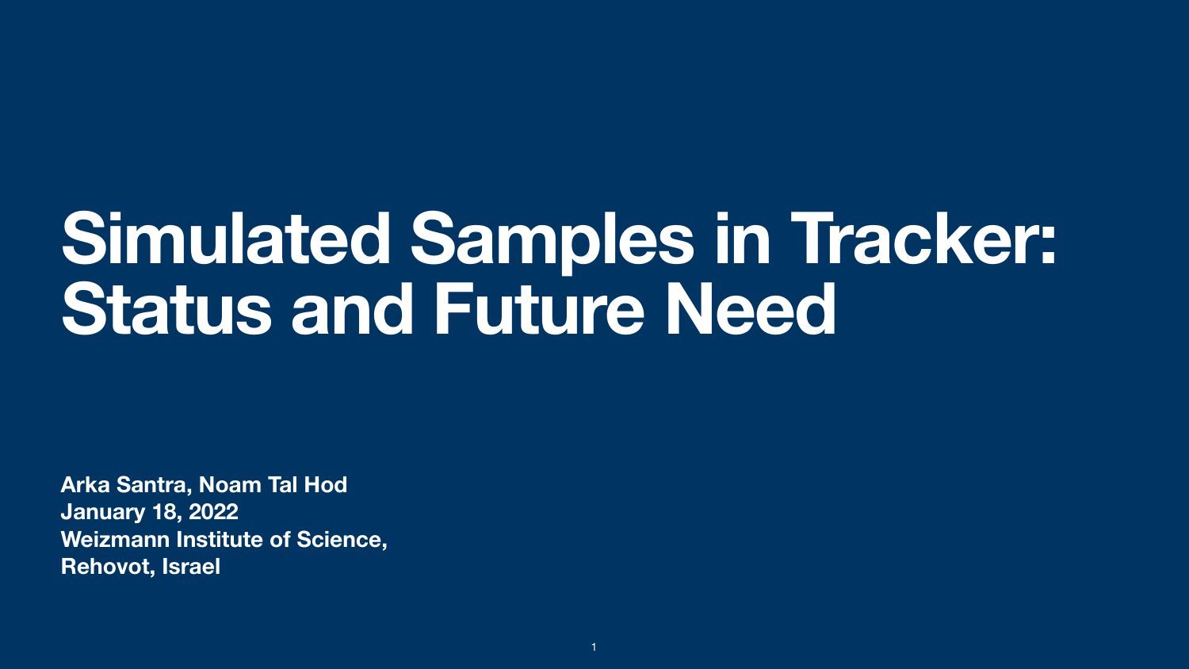# Simulated Samples in Tracker: Status and Future Need

**Arka Santra, Noam Tal Hod**
**January 18, 2022**
**Weizmann Institute of Science,**
**Rehovot, Israel**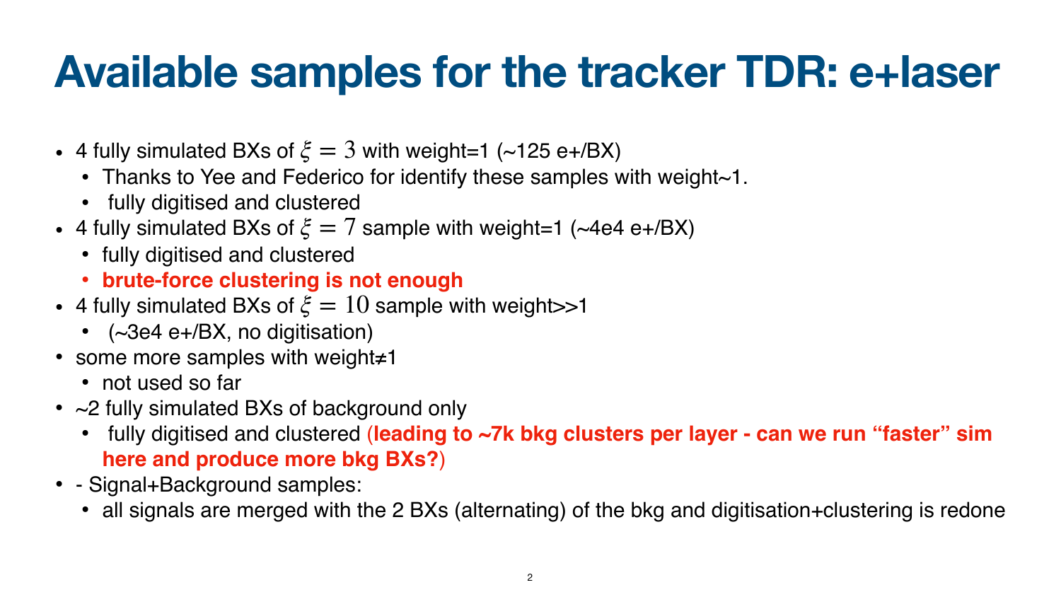# Available samples for the tracker TDR: e+laser

- 4 fully simulated BXs of $\xi = 3$ with weight=1 (~125 e+/BX)
  - Thanks to Yee and Federico for identify these samples with weight~1.
  - fully digitised and clustered
- 4 fully simulated BXs of $\xi = 7$ sample with weight=1 (~4e4 e+/BX)
  - fully digitised and clustered
  - **brute-force clustering is not enough**
- 4 fully simulated BXs of $\xi = 10$ sample with weight>>1
  - (~3e4 e+/BX, no digitisation)
- some more samples with weight≠1
  - not used so far
- ~2 fully simulated BXs of background only
  - fully digitised and clustered (**leading to ~7k bkg clusters per layer - can we run "faster" sim here and produce more bkg BXs?**)
- - Signal+Background samples:
  - all signals are merged with the 2 BXs (alternating) of the bkg and digitisation+clustering is redone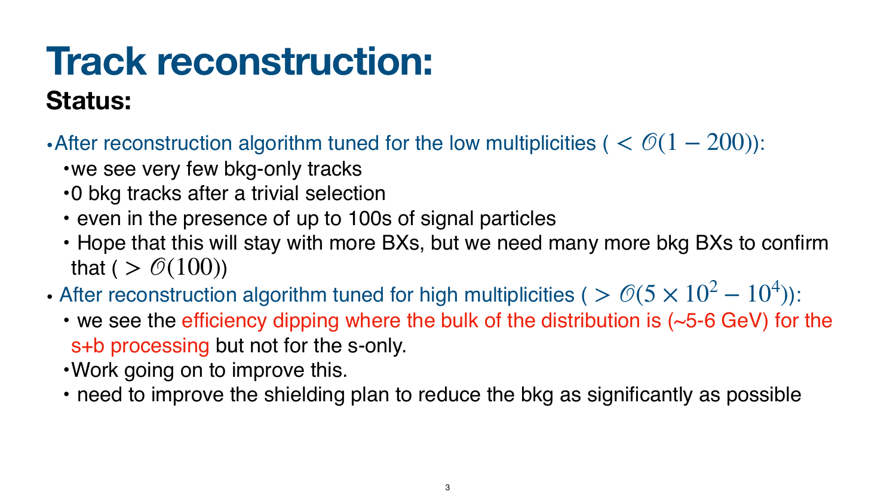# Track reconstruction:

## Status:

- After reconstruction algorithm tuned for the low multiplicities ( $< \mathcal{O}(1-200)$):
  - we see very few bkg-only tracks
  - 0 bkg tracks after a trivial selection
  - even in the presence of up to 100s of signal particles
  - Hope that this will stay with more BXs, but we need many more bkg BXs to confirm that ( $> \mathcal{O}(100)$)
- After reconstruction algorithm tuned for high multiplicities ( $> \mathcal{O}(5\times10^2 - 10^4)$):
  - we see the efficiency dipping where the bulk of the distribution is (~5-6 GeV) for the s+b processing but not for the s-only.
  - Work going on to improve this.
  - need to improve the shielding plan to reduce the bkg as significantly as possible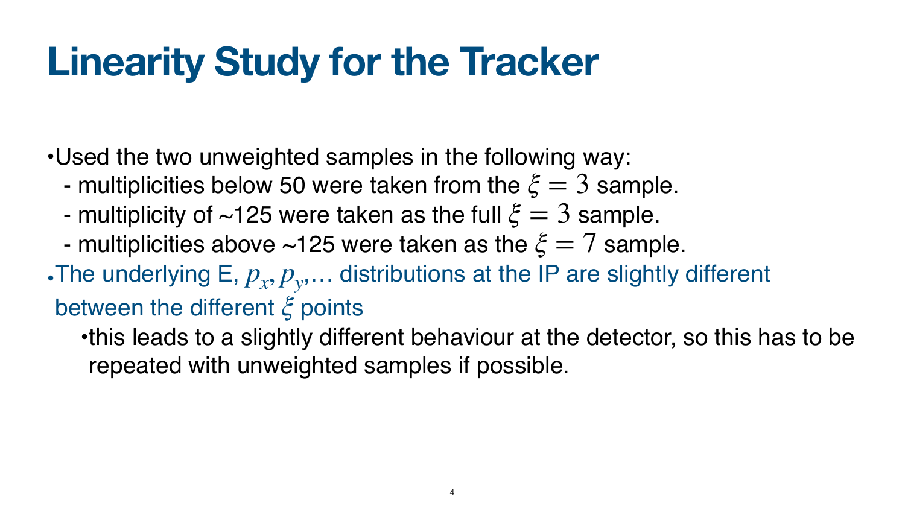# Linearity Study for the Tracker

- Used the two unweighted samples in the following way:
  - multiplicities below 50 were taken from the $\xi = 3$ sample.
  - multiplicity of ~125 were taken as the full $\xi = 3$ sample.
  - multiplicities above ~125 were taken as the $\xi = 7$ sample.
- The underlying E, $p_x, p_y$,… distributions at the IP are slightly different between the different $\xi$ points
  - this leads to a slightly different behaviour at the detector, so this has to be repeated with unweighted samples if possible.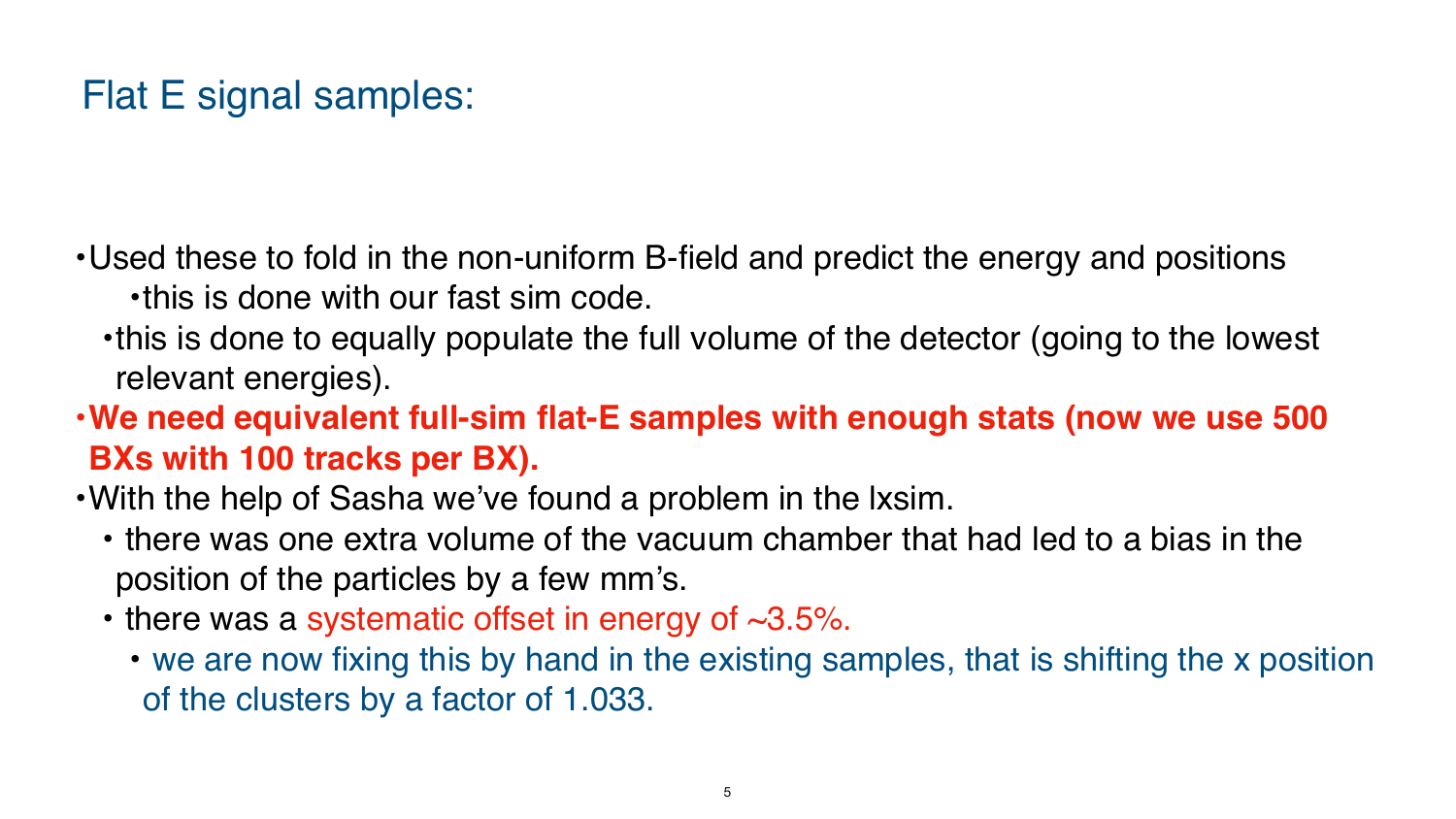# Flat E signal samples:

- Used these to fold in the non-uniform B-field and predict the energy and positions
  - this is done with our fast sim code.
  - this is done to equally populate the full volume of the detector (going to the lowest relevant energies).
- **We need equivalent full-sim flat-E samples with enough stats (now we use 500 BXs with 100 tracks per BX).**
- With the help of Sasha we've found a problem in the lxsim.
  - there was one extra volume of the vacuum chamber that had led to a bias in the position of the particles by a few mm's.
  - there was a systematic offset in energy of ~3.5%.
    - we are now fixing this by hand in the existing samples, that is shifting the x position of the clusters by a factor of 1.033.